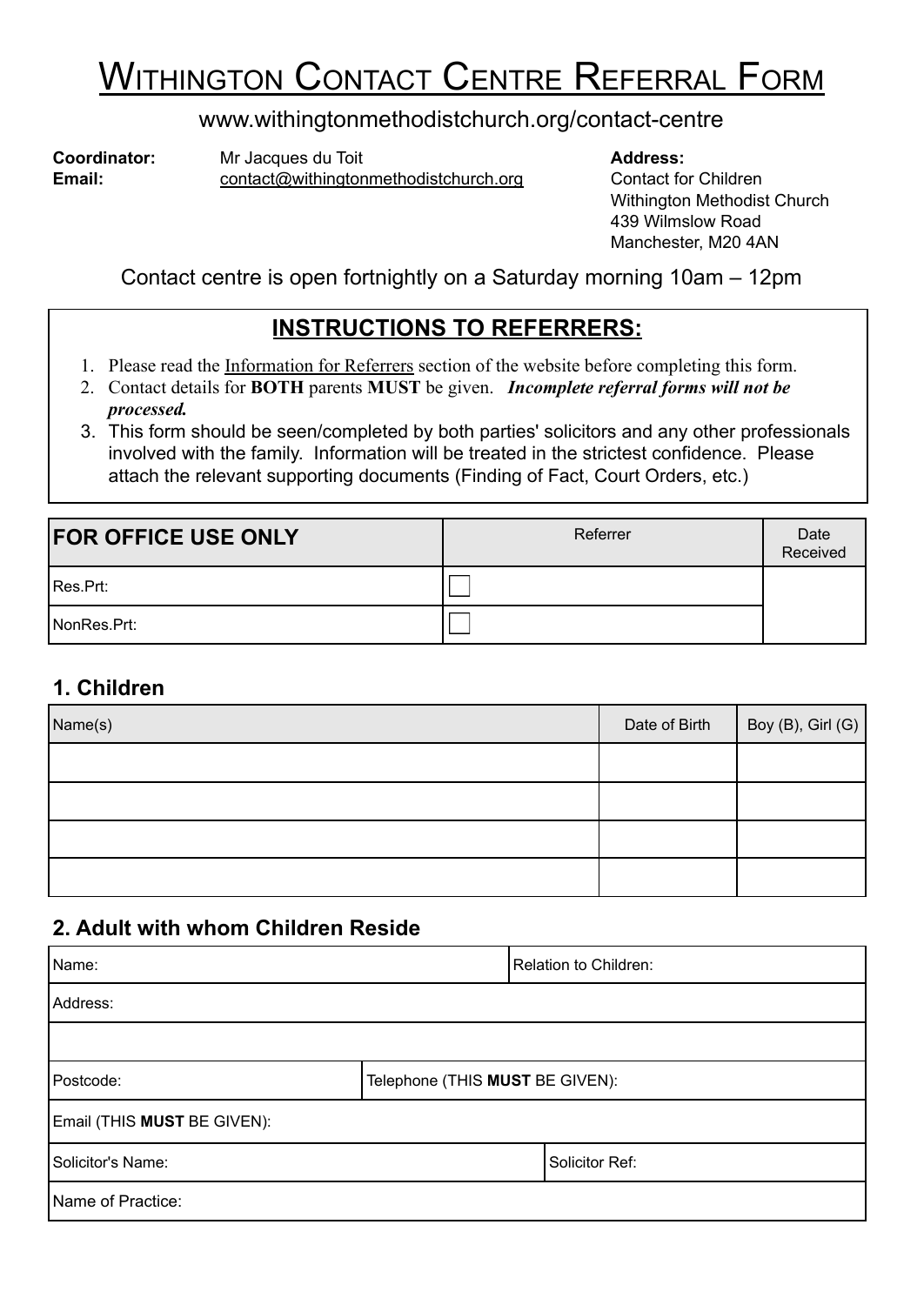# Withington Contact Centre Referral Form

www.withingtonmethodistchurch.org/contact-centre

**Coordinator:** Mr Jacques du Toit
**Email:** contact@withingtonmethodistchurch.org

**Address:**
Contact for Children
Withington Methodist Church
439 Wilmslow Road
Manchester, M20 4AN

Contact centre is open fortnightly on a Saturday morning 10am – 12pm

## INSTRUCTIONS TO REFERRERS:

1. Please read the Information for Referrers section of the website before completing this form.
2. Contact details for **BOTH** parents **MUST** be given. ***Incomplete referral forms will not be processed.***
3. This form should be seen/completed by both parties' solicitors and any other professionals involved with the family. Information will be treated in the strictest confidence. Please attach the relevant supporting documents (Finding of Fact, Court Orders, etc.)

| **FOR OFFICE USE ONLY** | Referrer | Date Received |
|---|---|---|
| Res.Prt: | ☐ | |
| NonRes.Prt: | ☐ | |

## 1. Children

| Name(s) | Date of Birth | Boy (B), Girl (G) |
|---|---|---|
| | | |
| | | |
| | | |
| | | |

## 2. Adult with whom Children Reside

| | |
|---|---|
| Name: | Relation to Children: |
| Address: | |
| | |
| Postcode: | Telephone (THIS **MUST** BE GIVEN): |
| Email (THIS **MUST** BE GIVEN): | |
| Solicitor's Name: | Solicitor Ref: |
| Name of Practice: | |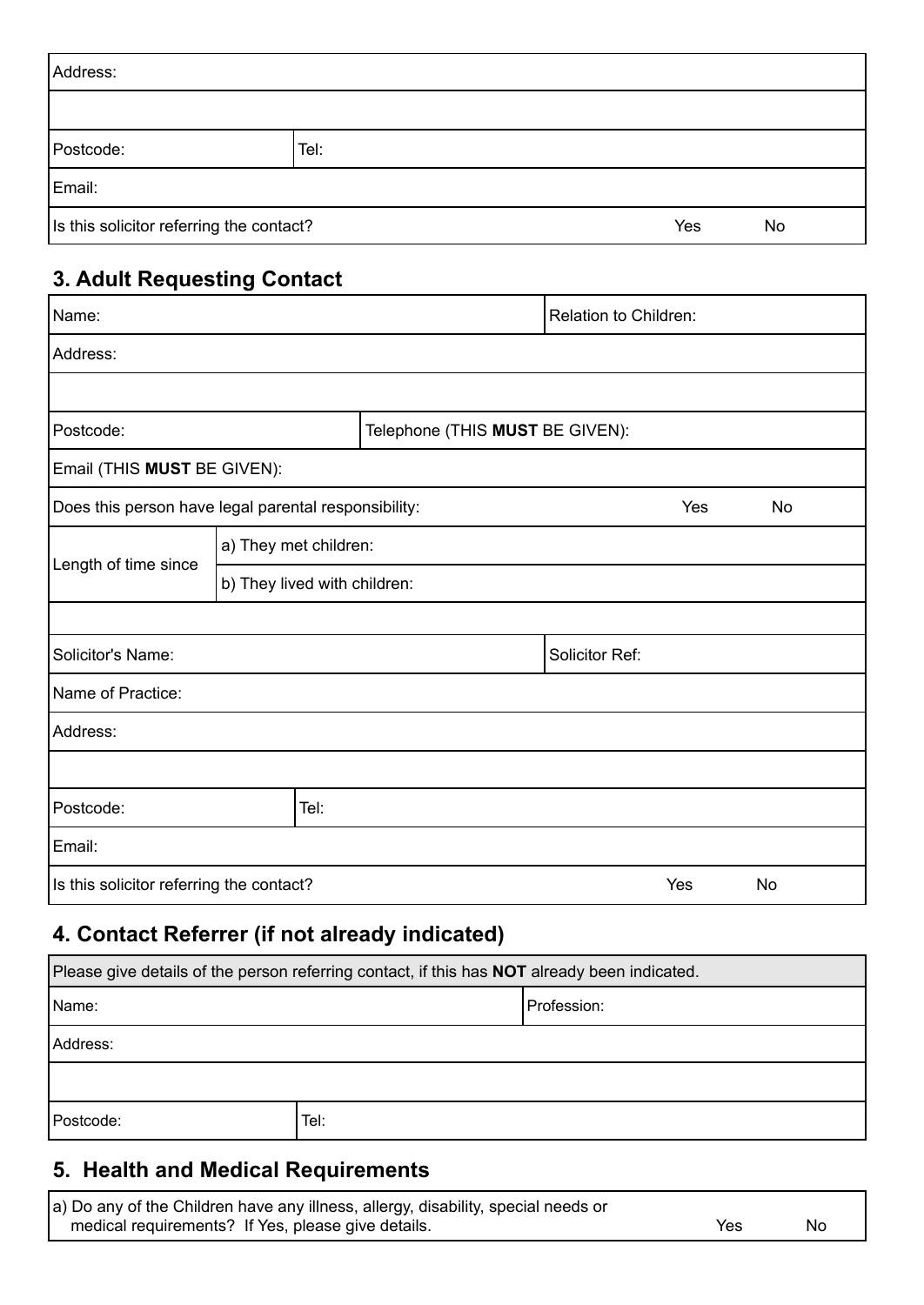| Address: | | |
|---|---|---|
| | | |
| Postcode: | Tel: | |
| Email: | | |
| Is this solicitor referring the contact? | Yes | No |

## 3. Adult Requesting Contact

| Name: | | | Relation to Children: |
|---|---|---|---|
| Address: | | | |
| | | | |
| Postcode: | | Telephone (THIS **MUST** BE GIVEN): | |
| Email (THIS **MUST** BE GIVEN): | | | |
| Does this person have legal parental responsibility: | | Yes | No |
| Length of time since | a) They met children: | | |
| | b) They lived with children: | | |
| | | | |
| Solicitor's Name: | | | Solicitor Ref: |
| Name of Practice: | | | |
| Address: | | | |
| | | | |
| Postcode: | Tel: | | |
| Email: | | | |
| Is this solicitor referring the contact? | | Yes | No |

## 4. Contact Referrer (if not already indicated)

| Please give details of the person referring contact, if this has **NOT** already been indicated. | |
|---|---|
| Name: | Profession: |
| Address: | |
| | |
| Postcode: | Tel: |

## 5. Health and Medical Requirements

| a) Do any of the Children have any illness, allergy, disability, special needs or medical requirements? If Yes, please give details. | Yes | No |
|---|---|---|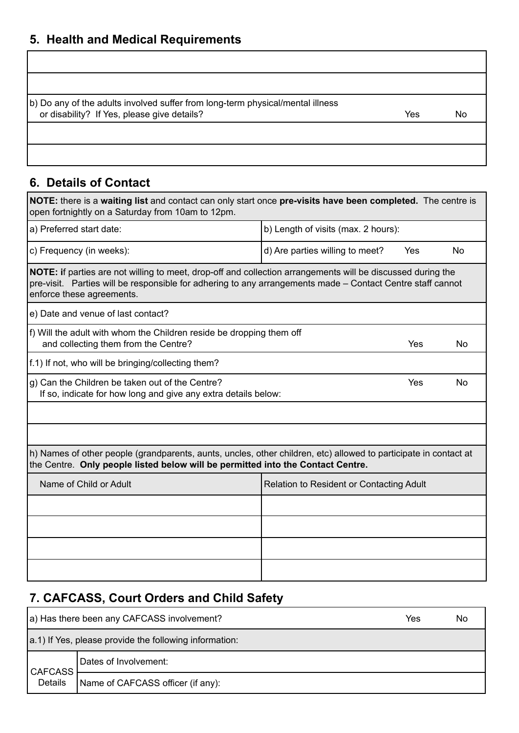## 5. Health and Medical Requirements

| | | |
|---|---|---|
| | | |
| | | |
| b) Do any of the adults involved suffer from long-term physical/mental illness or disability? If Yes, please give details? | Yes | No |
| | | |
| | | |

## 6. Details of Contact

| | |
|---|---|
| **NOTE:** there is a **waiting list** and contact can only start once **pre-visits have been completed.** The centre is open fortnightly on a Saturday from 10am to 12pm. | |
| a) Preferred start date: | b) Length of visits (max. 2 hours): |
| c) Frequency (in weeks): | d) Are parties willing to meet? Yes No |
| **NOTE:** if parties are not willing to meet, drop-off and collection arrangements will be discussed during the pre-visit. Parties will be responsible for adhering to any arrangements made – Contact Centre staff cannot enforce these agreements. | |
| e) Date and venue of last contact? | |
| f) Will the adult with whom the Children reside be dropping them off and collecting them from the Centre? Yes No | |
| f.1) If not, who will be bringing/collecting them? | |
| g) Can the Children be taken out of the Centre? Yes No<br>If so, indicate for how long and give any extra details below: | |
| | |
| | |
| h) Names of other people (grandparents, aunts, uncles, other children, etc) allowed to participate in contact at the Centre. **Only people listed below will be permitted into the Contact Centre.** | |

| Name of Child or Adult | Relation to Resident or Contacting Adult |
|---|---|
| | |
| | |
| | |
| | |

## 7. CAFCASS, Court Orders and Child Safety

| | | | |
|---|---|---|---|
| a) Has there been any CAFCASS involvement? | | Yes | No |
| a.1) If Yes, please provide the following information: | | | |
| CAFCASS Details | Dates of Involvement: | | |
| | Name of CAFCASS officer (if any): | | |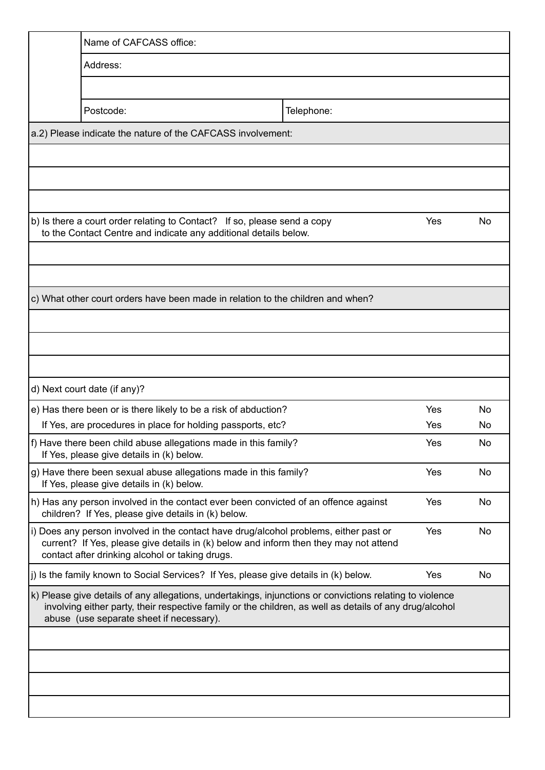| | Name of CAFCASS office: | |
|---|---|---|
| | Address: | |
| | | |
| | Postcode: | Telephone: |

a.2) Please indicate the nature of the CAFCASS involvement:

| Question | Yes | No |
|---|---|---|
| b) Is there a court order relating to Contact? If so, please send a copy to the Contact Centre and indicate any additional details below. | Yes | No |

c) What other court orders have been made in relation to the children and when?

d) Next court date (if any)?

| Question | Yes | No |
|---|---|---|
| e) Has there been or is there likely to be a risk of abduction? | Yes | No |
| If Yes, are procedures in place for holding passports, etc? | Yes | No |
| f) Have there been child abuse allegations made in this family? If Yes, please give details in (k) below. | Yes | No |
| g) Have there been sexual abuse allegations made in this family? If Yes, please give details in (k) below. | Yes | No |
| h) Has any person involved in the contact ever been convicted of an offence against children? If Yes, please give details in (k) below. | Yes | No |
| i) Does any person involved in the contact have drug/alcohol problems, either past or current? If Yes, please give details in (k) below and inform then they may not attend contact after drinking alcohol or taking drugs. | Yes | No |
| j) Is the family known to Social Services? If Yes, please give details in (k) below. | Yes | No |

k) Please give details of any allegations, undertakings, injunctions or convictions relating to violence involving either party, their respective family or the children, as well as details of any drug/alcohol abuse (use separate sheet if necessary).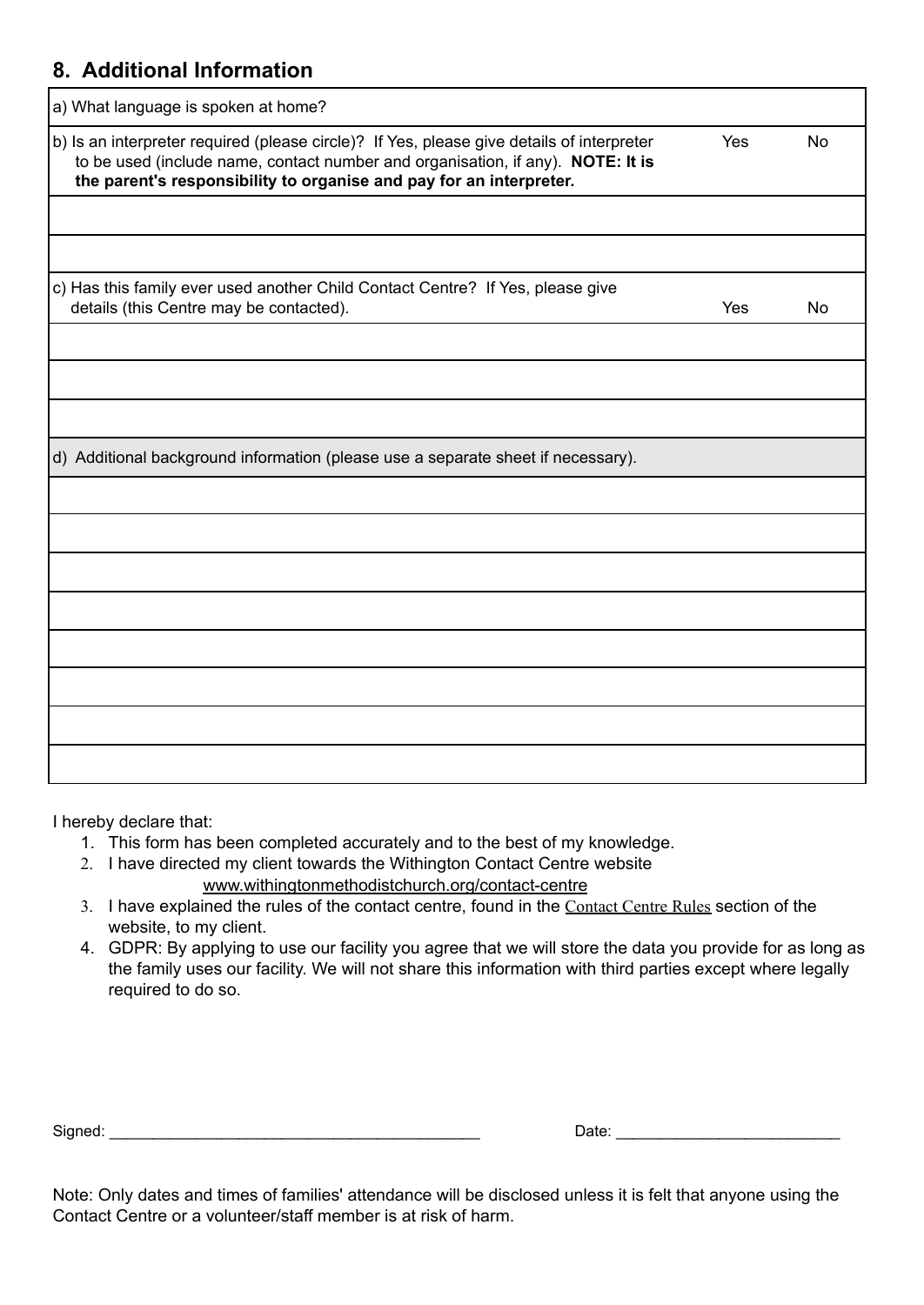## 8. Additional Information

| | | |
|---|---|---|
| a) What language is spoken at home? | | |
| b) Is an interpreter required (please circle)? If Yes, please give details of interpreter to be used (include name, contact number and organisation, if any). **NOTE: It is the parent's responsibility to organise and pay for an interpreter.** | Yes | No |
| | | |
| | | |
| c) Has this family ever used another Child Contact Centre? If Yes, please give details (this Centre may be contacted). | Yes | No |
| | | |
| | | |
| | | |
| d) Additional background information (please use a separate sheet if necessary). | | |
| | | |
| | | |
| | | |
| | | |
| | | |
| | | |
| | | |
| | | |

I hereby declare that:

1. This form has been completed accurately and to the best of my knowledge.
2. I have directed my client towards the Withington Contact Centre website www.withingtonmethodistchurch.org/contact-centre
3. I have explained the rules of the contact centre, found in the Contact Centre Rules section of the website, to my client.
4. GDPR: By applying to use our facility you agree that we will store the data you provide for as long as the family uses our facility. We will not share this information with third parties except where legally required to do so.

Signed: ___________________________________________ Date: __________________________

Note: Only dates and times of families' attendance will be disclosed unless it is felt that anyone using the Contact Centre or a volunteer/staff member is at risk of harm.